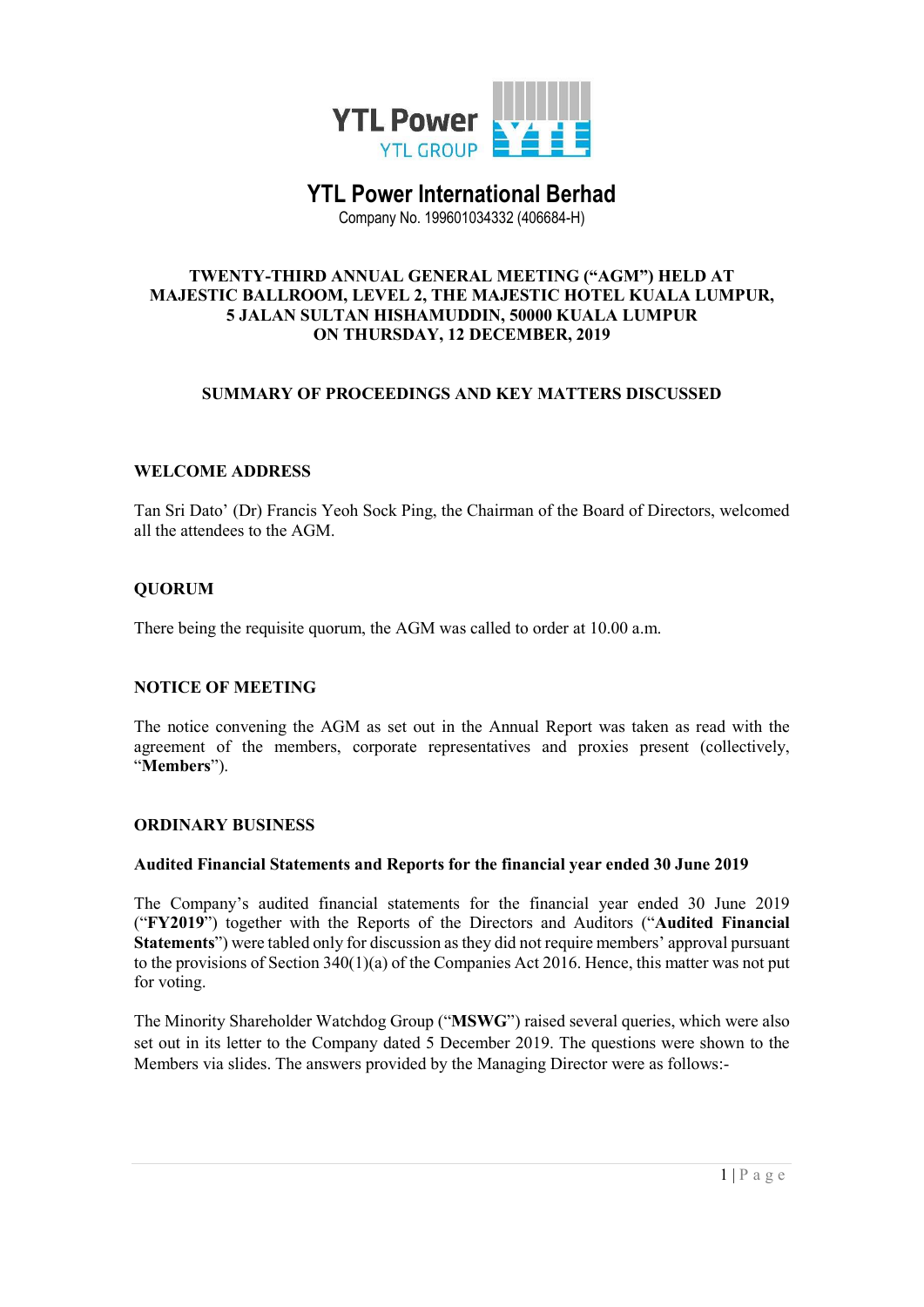YTL Power
YTL GROUP

# YTL Power International Berhad

Company No. 199601034332 (406684-H)

**TWENTY-THIRD ANNUAL GENERAL MEETING ("AGM") HELD AT MAJESTIC BALLROOM, LEVEL 2, THE MAJESTIC HOTEL KUALA LUMPUR, 5 JALAN SULTAN HISHAMUDDIN, 50000 KUALA LUMPUR ON THURSDAY, 12 DECEMBER, 2019**

**SUMMARY OF PROCEEDINGS AND KEY MATTERS DISCUSSED**

## WELCOME ADDRESS

Tan Sri Dato' (Dr) Francis Yeoh Sock Ping, the Chairman of the Board of Directors, welcomed all the attendees to the AGM.

## QUORUM

There being the requisite quorum, the AGM was called to order at 10.00 a.m.

## NOTICE OF MEETING

The notice convening the AGM as set out in the Annual Report was taken as read with the agreement of the members, corporate representatives and proxies present (collectively, "**Members**").

## ORDINARY BUSINESS

### Audited Financial Statements and Reports for the financial year ended 30 June 2019

The Company's audited financial statements for the financial year ended 30 June 2019 ("**FY2019**") together with the Reports of the Directors and Auditors ("**Audited Financial Statements**") were tabled only for discussion as they did not require members' approval pursuant to the provisions of Section 340(1)(a) of the Companies Act 2016. Hence, this matter was not put for voting.

The Minority Shareholder Watchdog Group ("**MSWG**") raised several queries, which were also set out in its letter to the Company dated 5 December 2019. The questions were shown to the Members via slides. The answers provided by the Managing Director were as follows:-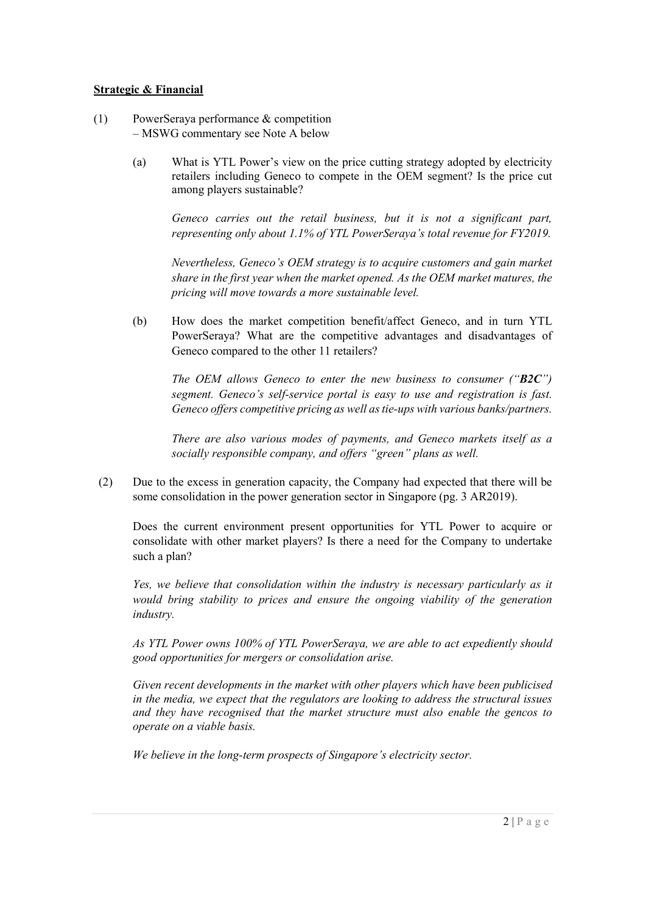**Strategic & Financial**

(1) PowerSeraya performance & competition
– MSWG commentary see Note A below

(a) What is YTL Power's view on the price cutting strategy adopted by electricity retailers including Geneco to compete in the OEM segment? Is the price cut among players sustainable?

*Geneco carries out the retail business, but it is not a significant part, representing only about 1.1% of YTL PowerSeraya's total revenue for FY2019.*

*Nevertheless, Geneco's OEM strategy is to acquire customers and gain market share in the first year when the market opened. As the OEM market matures, the pricing will move towards a more sustainable level.*

(b) How does the market competition benefit/affect Geneco, and in turn YTL PowerSeraya? What are the competitive advantages and disadvantages of Geneco compared to the other 11 retailers?

*The OEM allows Geneco to enter the new business to consumer ("**B2C**") segment. Geneco's self-service portal is easy to use and registration is fast. Geneco offers competitive pricing as well as tie-ups with various banks/partners.*

*There are also various modes of payments, and Geneco markets itself as a socially responsible company, and offers "green" plans as well.*

(2) Due to the excess in generation capacity, the Company had expected that there will be some consolidation in the power generation sector in Singapore (pg. 3 AR2019).

Does the current environment present opportunities for YTL Power to acquire or consolidate with other market players? Is there a need for the Company to undertake such a plan?

*Yes, we believe that consolidation within the industry is necessary particularly as it would bring stability to prices and ensure the ongoing viability of the generation industry.*

*As YTL Power owns 100% of YTL PowerSeraya, we are able to act expediently should good opportunities for mergers or consolidation arise.*

*Given recent developments in the market with other players which have been publicised in the media, we expect that the regulators are looking to address the structural issues and they have recognised that the market structure must also enable the gencos to operate on a viable basis.*

*We believe in the long-term prospects of Singapore's electricity sector.*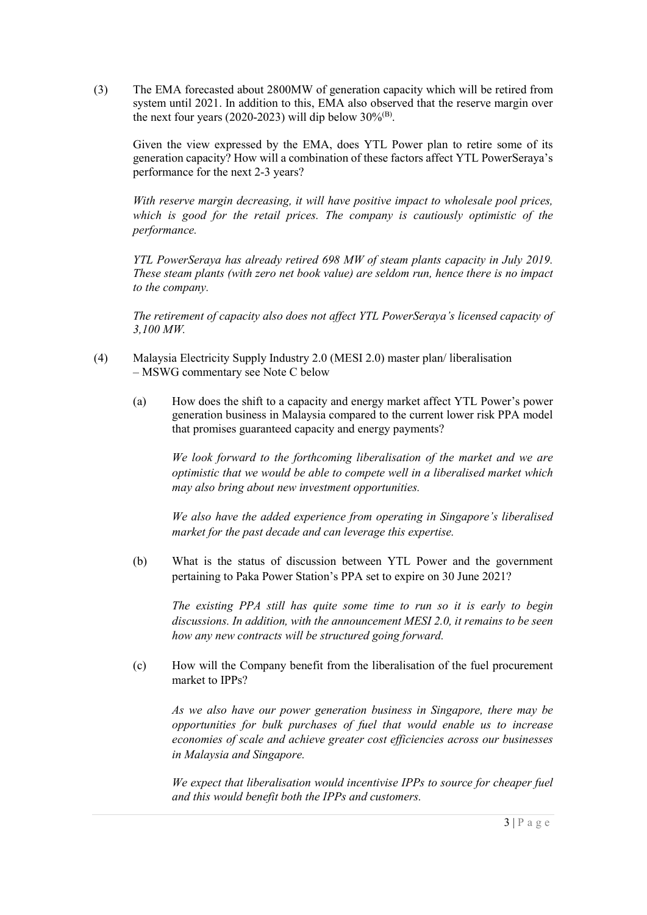(3) The EMA forecasted about 2800MW of generation capacity which will be retired from system until 2021. In addition to this, EMA also observed that the reserve margin over the next four years (2020-2023) will dip below 30%[B].

Given the view expressed by the EMA, does YTL Power plan to retire some of its generation capacity? How will a combination of these factors affect YTL PowerSeraya's performance for the next 2-3 years?

*With reserve margin decreasing, it will have positive impact to wholesale pool prices, which is good for the retail prices. The company is cautiously optimistic of the performance.*

*YTL PowerSeraya has already retired 698 MW of steam plants capacity in July 2019. These steam plants (with zero net book value) are seldom run, hence there is no impact to the company.*

*The retirement of capacity also does not affect YTL PowerSeraya's licensed capacity of 3,100 MW.*

(4) Malaysia Electricity Supply Industry 2.0 (MESI 2.0) master plan/ liberalisation – MSWG commentary see Note C below

(a) How does the shift to a capacity and energy market affect YTL Power's power generation business in Malaysia compared to the current lower risk PPA model that promises guaranteed capacity and energy payments?

*We look forward to the forthcoming liberalisation of the market and we are optimistic that we would be able to compete well in a liberalised market which may also bring about new investment opportunities.*

*We also have the added experience from operating in Singapore's liberalised market for the past decade and can leverage this expertise.*

(b) What is the status of discussion between YTL Power and the government pertaining to Paka Power Station's PPA set to expire on 30 June 2021?

*The existing PPA still has quite some time to run so it is early to begin discussions. In addition, with the announcement MESI 2.0, it remains to be seen how any new contracts will be structured going forward.*

(c) How will the Company benefit from the liberalisation of the fuel procurement market to IPPs?

*As we also have our power generation business in Singapore, there may be opportunities for bulk purchases of fuel that would enable us to increase economies of scale and achieve greater cost efficiencies across our businesses in Malaysia and Singapore.*

*We expect that liberalisation would incentivise IPPs to source for cheaper fuel and this would benefit both the IPPs and customers.*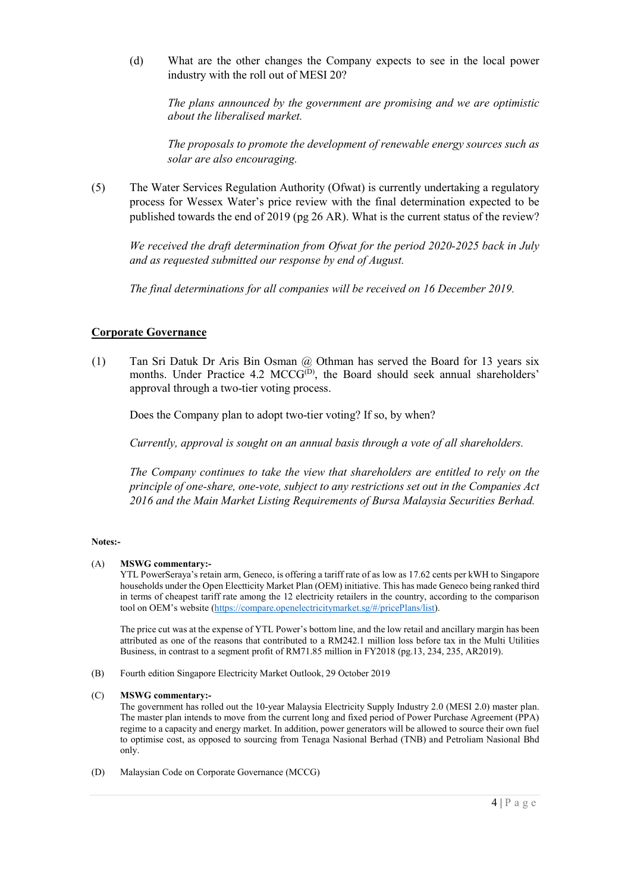(d) What are the other changes the Company expects to see in the local power industry with the roll out of MESI 20?

*The plans announced by the government are promising and we are optimistic about the liberalised market.*

*The proposals to promote the development of renewable energy sources such as solar are also encouraging.*

(5) The Water Services Regulation Authority (Ofwat) is currently undertaking a regulatory process for Wessex Water's price review with the final determination expected to be published towards the end of 2019 (pg 26 AR). What is the current status of the review?

*We received the draft determination from Ofwat for the period 2020-2025 back in July and as requested submitted our response by end of August.*

*The final determinations for all companies will be received on 16 December 2019.*

## Corporate Governance

(1) Tan Sri Datuk Dr Aris Bin Osman @ Othman has served the Board for 13 years six months. Under Practice 4.2 MCCG[(D)], the Board should seek annual shareholders' approval through a two-tier voting process.

Does the Company plan to adopt two-tier voting? If so, by when?

*Currently, approval is sought on an annual basis through a vote of all shareholders.*

*The Company continues to take the view that shareholders are entitled to rely on the principle of one-share, one-vote, subject to any restrictions set out in the Companies Act 2016 and the Main Market Listing Requirements of Bursa Malaysia Securities Berhad.*

**Notes:-**

(A) **MSWG commentary:-**
YTL PowerSeraya's retain arm, Geneco, is offering a tariff rate of as low as 17.62 cents per kWH to Singapore households under the Open Electticity Market Plan (OEM) initiative. This has made Geneco being ranked third in terms of cheapest tariff rate among the 12 electricity retailers in the country, according to the comparison tool on OEM's website (https://compare.openelectricitymarket.sg/#/pricePlans/list).

The price cut was at the expense of YTL Power's bottom line, and the low retail and ancillary margin has been attributed as one of the reasons that contributed to a RM242.1 million loss before tax in the Multi Utilities Business, in contrast to a segment profit of RM71.85 million in FY2018 (pg.13, 234, 235, AR2019).

(B) Fourth edition Singapore Electricity Market Outlook, 29 October 2019

(C) **MSWG commentary:-**
The government has rolled out the 10-year Malaysia Electricity Supply Industry 2.0 (MESI 2.0) master plan. The master plan intends to move from the current long and fixed period of Power Purchase Agreement (PPA) regime to a capacity and energy market. In addition, power generators will be allowed to source their own fuel to optimise cost, as opposed to sourcing from Tenaga Nasional Berhad (TNB) and Petroliam Nasional Bhd only.

(D) Malaysian Code on Corporate Governance (MCCG)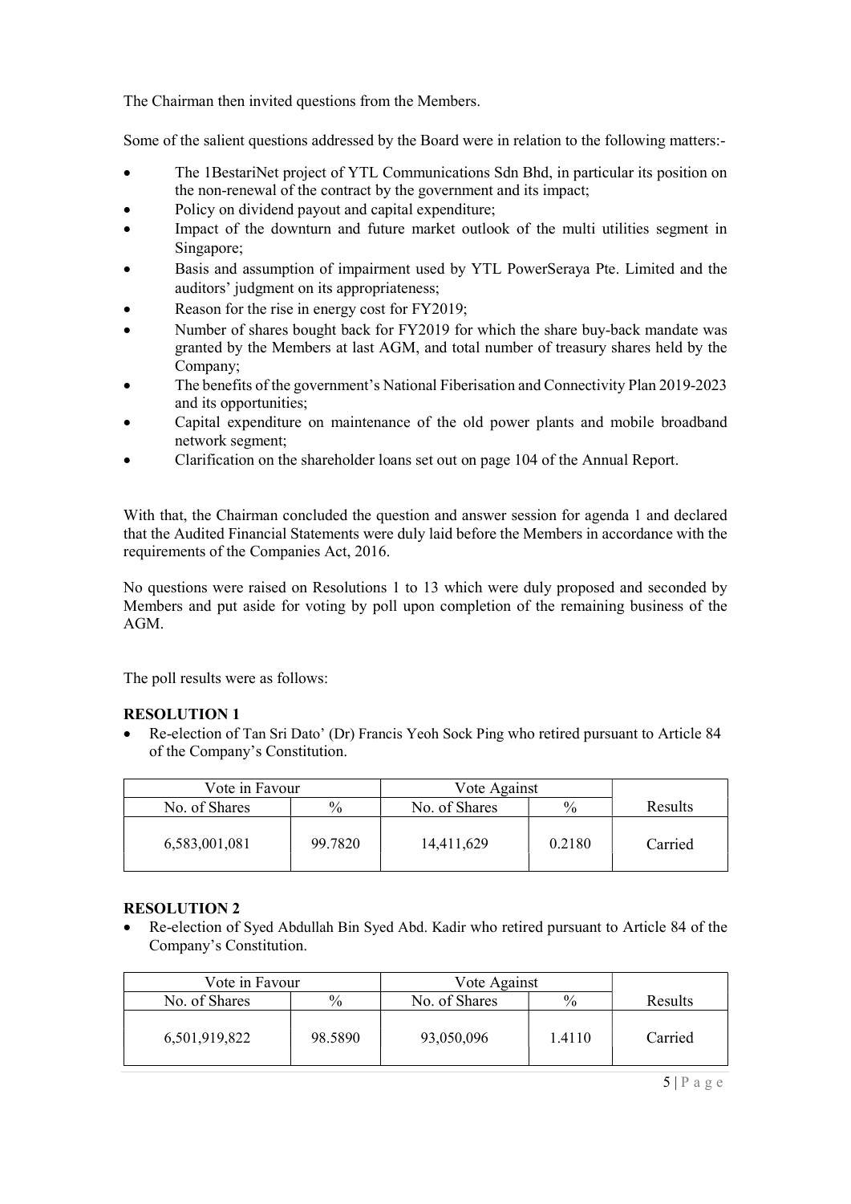The Chairman then invited questions from the Members.

Some of the salient questions addressed by the Board were in relation to the following matters:-

- The 1BestariNet project of YTL Communications Sdn Bhd, in particular its position on the non-renewal of the contract by the government and its impact;
- Policy on dividend payout and capital expenditure;
- Impact of the downturn and future market outlook of the multi utilities segment in Singapore;
- Basis and assumption of impairment used by YTL PowerSeraya Pte. Limited and the auditors' judgment on its appropriateness;
- Reason for the rise in energy cost for FY2019;
- Number of shares bought back for FY2019 for which the share buy-back mandate was granted by the Members at last AGM, and total number of treasury shares held by the Company;
- The benefits of the government's National Fiberisation and Connectivity Plan 2019-2023 and its opportunities;
- Capital expenditure on maintenance of the old power plants and mobile broadband network segment;
- Clarification on the shareholder loans set out on page 104 of the Annual Report.

With that, the Chairman concluded the question and answer session for agenda 1 and declared that the Audited Financial Statements were duly laid before the Members in accordance with the requirements of the Companies Act, 2016.

No questions were raised on Resolutions 1 to 13 which were duly proposed and seconded by Members and put aside for voting by poll upon completion of the remaining business of the AGM.

The poll results were as follows:

**RESOLUTION 1**

- Re-election of Tan Sri Dato' (Dr) Francis Yeoh Sock Ping who retired pursuant to Article 84 of the Company's Constitution.

| Vote in Favour | | Vote Against | | |
|---|---|---|---|---|
| No. of Shares | % | No. of Shares | % | Results |
| 6,583,001,081 | 99.7820 | 14,411,629 | 0.2180 | Carried |

**RESOLUTION 2**

- Re-election of Syed Abdullah Bin Syed Abd. Kadir who retired pursuant to Article 84 of the Company's Constitution.

| Vote in Favour | | Vote Against | | |
|---|---|---|---|---|
| No. of Shares | % | No. of Shares | % | Results |
| 6,501,919,822 | 98.5890 | 93,050,096 | 1.4110 | Carried |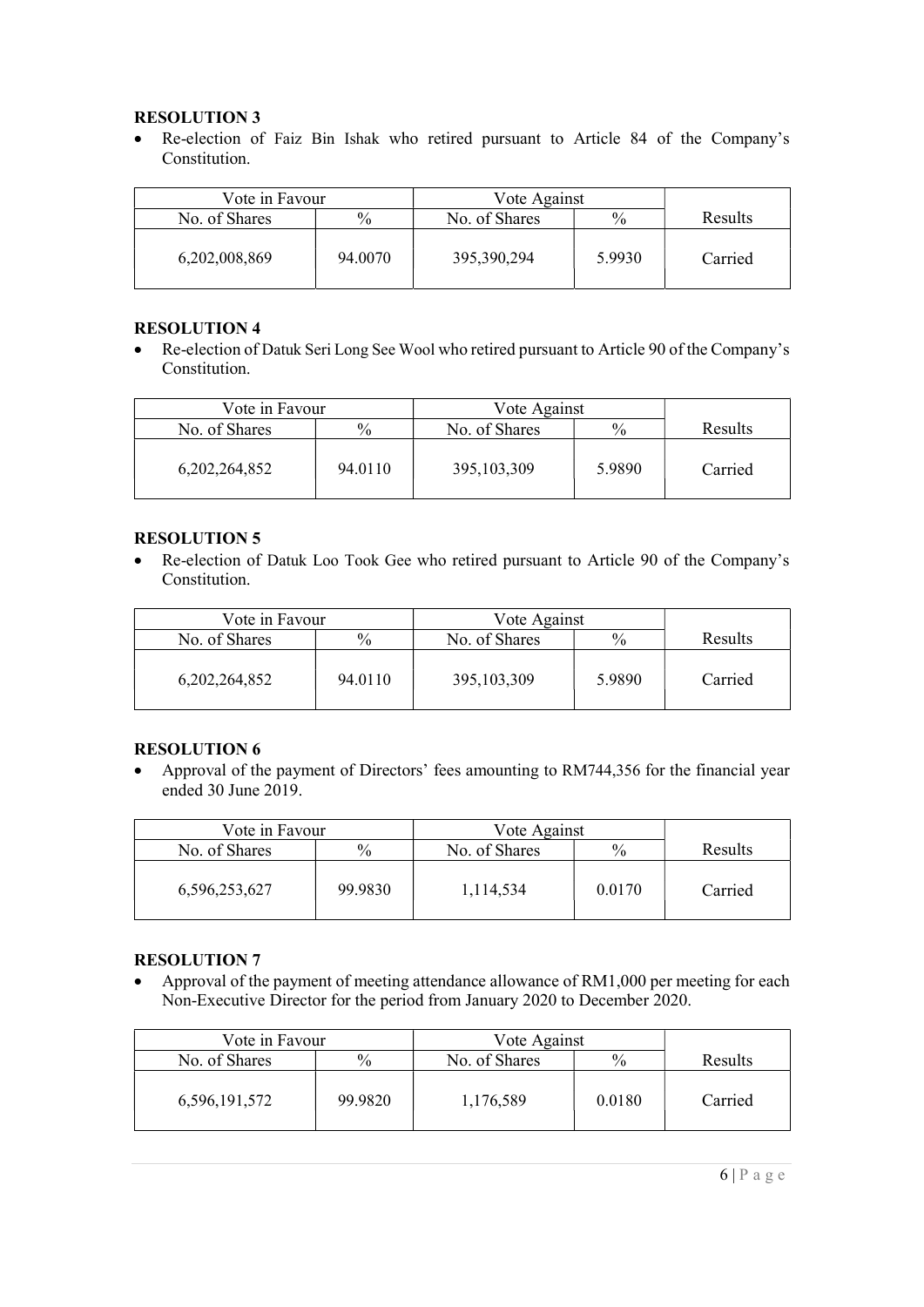**RESOLUTION 3**

- Re-election of Faiz Bin Ishak who retired pursuant to Article 84 of the Company's Constitution.

| Vote in Favour | | Vote Against | | |
|---|---|---|---|---|
| No. of Shares | % | No. of Shares | % | Results |
| 6,202,008,869 | 94.0070 | 395,390,294 | 5.9930 | Carried |

**RESOLUTION 4**

- Re-election of Datuk Seri Long See Wool who retired pursuant to Article 90 of the Company's Constitution.

| Vote in Favour | | Vote Against | | |
|---|---|---|---|---|
| No. of Shares | % | No. of Shares | % | Results |
| 6,202,264,852 | 94.0110 | 395,103,309 | 5.9890 | Carried |

**RESOLUTION 5**

- Re-election of Datuk Loo Took Gee who retired pursuant to Article 90 of the Company's Constitution.

| Vote in Favour | | Vote Against | | |
|---|---|---|---|---|
| No. of Shares | % | No. of Shares | % | Results |
| 6,202,264,852 | 94.0110 | 395,103,309 | 5.9890 | Carried |

**RESOLUTION 6**

- Approval of the payment of Directors' fees amounting to RM744,356 for the financial year ended 30 June 2019.

| Vote in Favour | | Vote Against | | |
|---|---|---|---|---|
| No. of Shares | % | No. of Shares | % | Results |
| 6,596,253,627 | 99.9830 | 1,114,534 | 0.0170 | Carried |

**RESOLUTION 7**

- Approval of the payment of meeting attendance allowance of RM1,000 per meeting for each Non-Executive Director for the period from January 2020 to December 2020.

| Vote in Favour | | Vote Against | | |
|---|---|---|---|---|
| No. of Shares | % | No. of Shares | % | Results |
| 6,596,191,572 | 99.9820 | 1,176,589 | 0.0180 | Carried |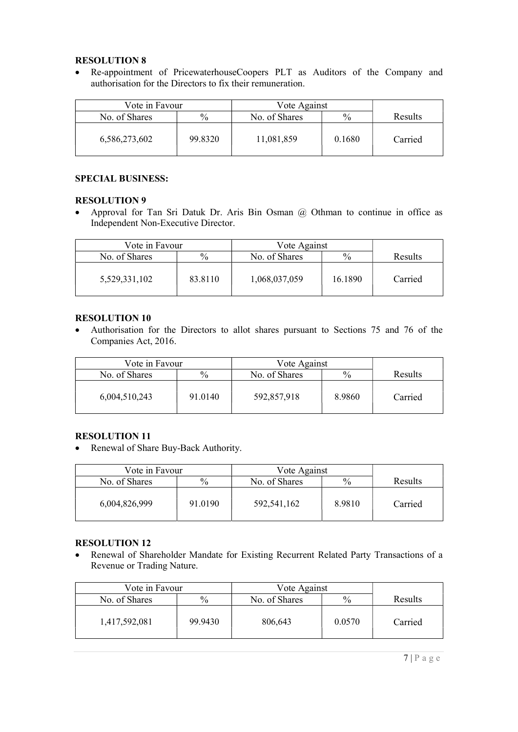**RESOLUTION 8**

- Re-appointment of PricewaterhouseCoopers PLT as Auditors of the Company and authorisation for the Directors to fix their remuneration.

| Vote in Favour | | Vote Against | | |
|---|---|---|---|---|
| No. of Shares | % | No. of Shares | % | Results |
| 6,586,273,602 | 99.8320 | 11,081,859 | 0.1680 | Carried |

**SPECIAL BUSINESS:**

**RESOLUTION 9**

- Approval for Tan Sri Datuk Dr. Aris Bin Osman @ Othman to continue in office as Independent Non-Executive Director.

| Vote in Favour | | Vote Against | | |
|---|---|---|---|---|
| No. of Shares | % | No. of Shares | % | Results |
| 5,529,331,102 | 83.8110 | 1,068,037,059 | 16.1890 | Carried |

**RESOLUTION 10**

- Authorisation for the Directors to allot shares pursuant to Sections 75 and 76 of the Companies Act, 2016.

| Vote in Favour | | Vote Against | | |
|---|---|---|---|---|
| No. of Shares | % | No. of Shares | % | Results |
| 6,004,510,243 | 91.0140 | 592,857,918 | 8.9860 | Carried |

**RESOLUTION 11**

- Renewal of Share Buy-Back Authority.

| Vote in Favour | | Vote Against | | |
|---|---|---|---|---|
| No. of Shares | % | No. of Shares | % | Results |
| 6,004,826,999 | 91.0190 | 592,541,162 | 8.9810 | Carried |

**RESOLUTION 12**

- Renewal of Shareholder Mandate for Existing Recurrent Related Party Transactions of a Revenue or Trading Nature.

| Vote in Favour | | Vote Against | | |
|---|---|---|---|---|
| No. of Shares | % | No. of Shares | % | Results |
| 1,417,592,081 | 99.9430 | 806,643 | 0.0570 | Carried |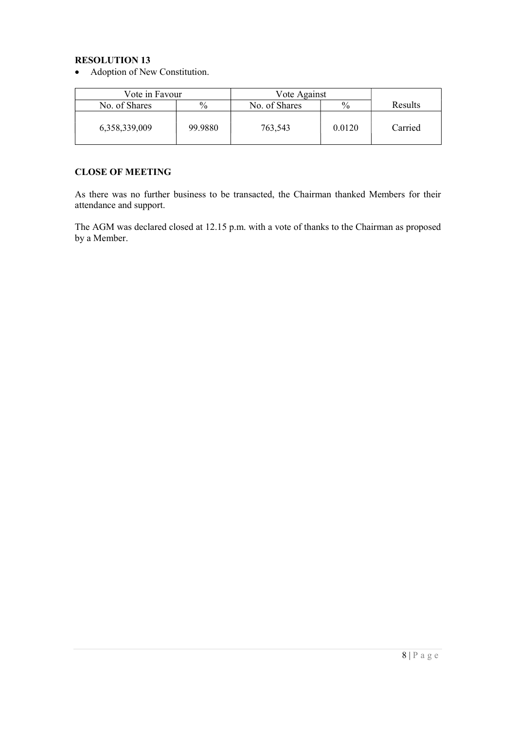**RESOLUTION 13**

- Adoption of New Constitution.

| Vote in Favour | | Vote Against | | Results |
|---|---|---|---|---|
| No. of Shares | % | No. of Shares | % | |
| 6,358,339,009 | 99.9880 | 763,543 | 0.0120 | Carried |

**CLOSE OF MEETING**

As there was no further business to be transacted, the Chairman thanked Members for their attendance and support.

The AGM was declared closed at 12.15 p.m. with a vote of thanks to the Chairman as proposed by a Member.